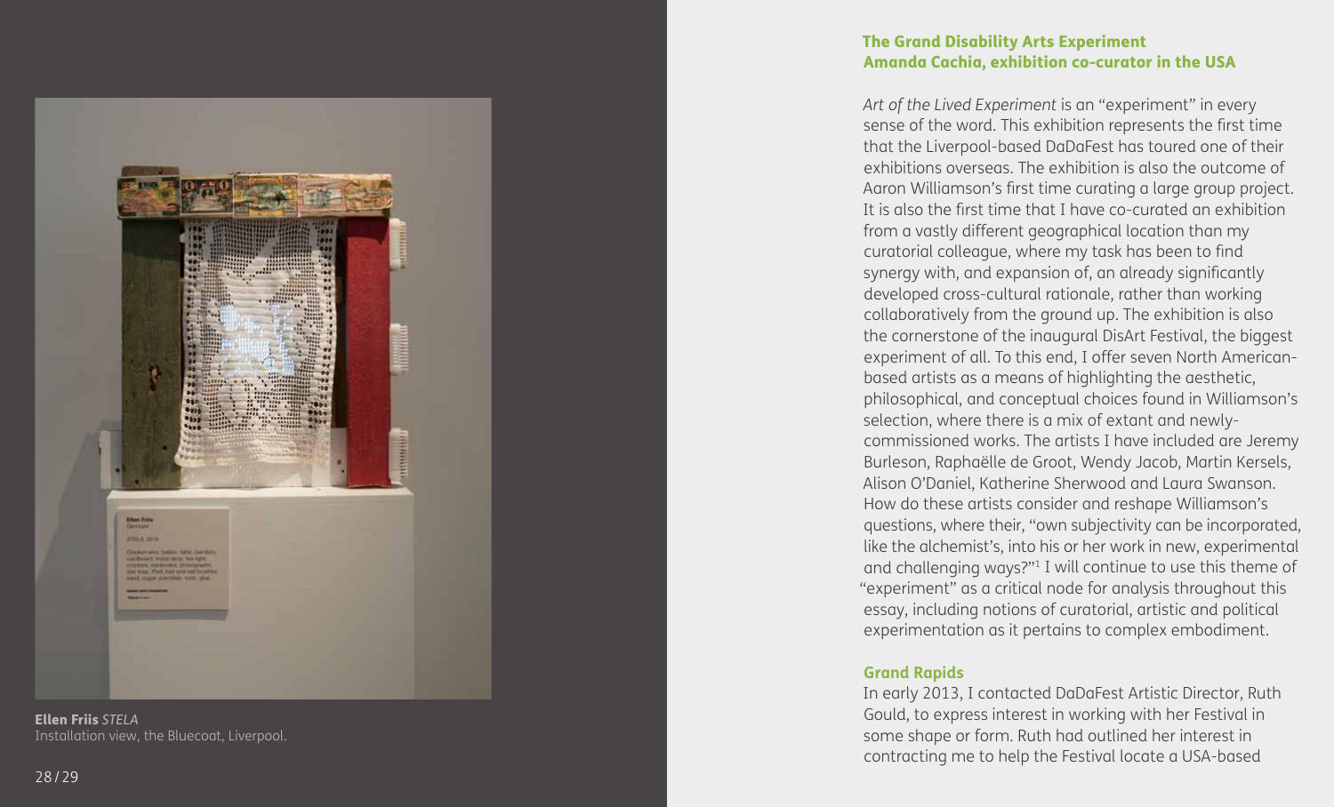Ellen Friis *STELA*
Installation view, the Bluecoat, Liverpool.

## The Grand Disability Arts Experiment
## Amanda Cachia, exhibition co-curator in the USA

*Art of the Lived Experiment* is an "experiment" in every sense of the word. This exhibition represents the first time that the Liverpool-based DaDaFest has toured one of their exhibitions overseas. The exhibition is also the outcome of Aaron Williamson's first time curating a large group project. It is also the first time that I have co-curated an exhibition from a vastly different geographical location than my curatorial colleague, where my task has been to find synergy with, and expansion of, an already significantly developed cross-cultural rationale, rather than working collaboratively from the ground up. The exhibition is also the cornerstone of the inaugural DisArt Festival, the biggest experiment of all. To this end, I offer seven North American-based artists as a means of highlighting the aesthetic, philosophical, and conceptual choices found in Williamson's selection, where there is a mix of extant and newly-commissioned works. The artists I have included are Jeremy Burleson, Raphaëlle de Groot, Wendy Jacob, Martin Kersels, Alison O'Daniel, Katherine Sherwood and Laura Swanson. How do these artists consider and reshape Williamson's questions, where their, "own subjectivity can be incorporated, like the alchemist's, into his or her work in new, experimental and challenging ways?"[1] I will continue to use this theme of "experiment" as a critical node for analysis throughout this essay, including notions of curatorial, artistic and political experimentation as it pertains to complex embodiment.

### Grand Rapids

In early 2013, I contacted DaDaFest Artistic Director, Ruth Gould, to express interest in working with her Festival in some shape or form. Ruth had outlined her interest in contracting me to help the Festival locate a USA-based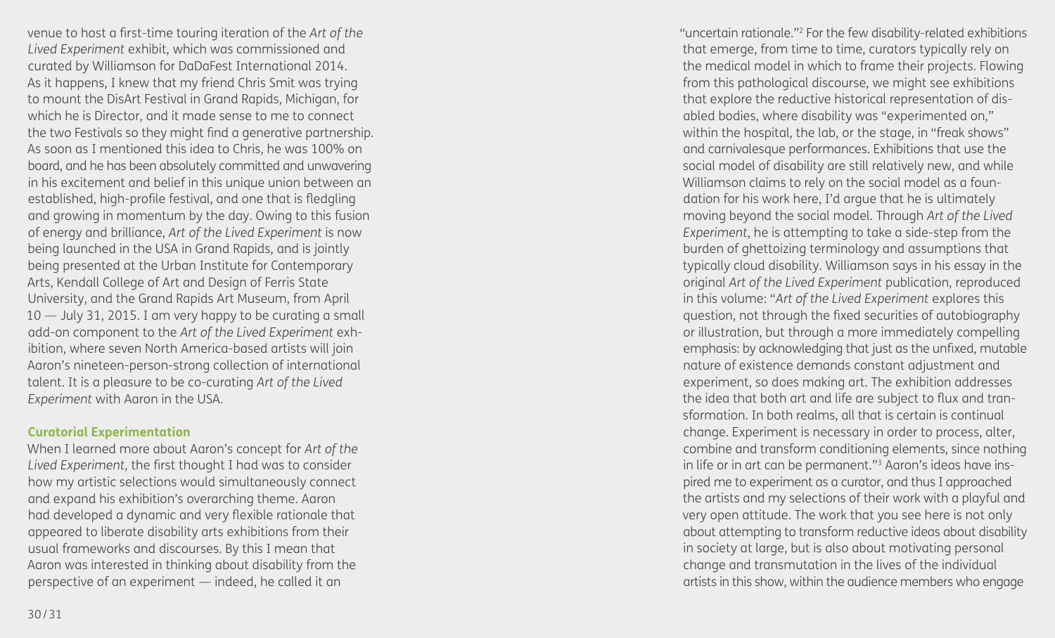venue to host a first-time touring iteration of the *Art of the Lived Experiment* exhibit, which was commissioned and curated by Williamson for DaDaFest International 2014. As it happens, I knew that my friend Chris Smit was trying to mount the DisArt Festival in Grand Rapids, Michigan, for which he is Director, and it made sense to me to connect the two Festivals so they might find a generative partnership. As soon as I mentioned this idea to Chris, he was 100% on board, and he has been absolutely committed and unwavering in his excitement and belief in this unique union between an established, high-profile festival, and one that is fledgling and growing in momentum by the day. Owing to this fusion of energy and brilliance, *Art of the Lived Experiment* is now being launched in the USA in Grand Rapids, and is jointly being presented at the Urban Institute for Contemporary Arts, Kendall College of Art and Design of Ferris State University, and the Grand Rapids Art Museum, from April 10 — July 31, 2015. I am very happy to be curating a small add-on component to the *Art of the Lived Experiment* exhibition, where seven North America-based artists will join Aaron's nineteen-person-strong collection of international talent. It is a pleasure to be co-curating *Art of the Lived Experiment* with Aaron in the USA.

**Curatorial Experimentation**

When I learned more about Aaron's concept for *Art of the Lived Experiment*, the first thought I had was to consider how my artistic selections would simultaneously connect and expand his exhibition's overarching theme. Aaron had developed a dynamic and very flexible rationale that appeared to liberate disability arts exhibitions from their usual frameworks and discourses. By this I mean that Aaron was interested in thinking about disability from the perspective of an experiment — indeed, he called it an "uncertain rationale."[2] For the few disability-related exhibitions that emerge, from time to time, curators typically rely on the medical model in which to frame their projects. Flowing from this pathological discourse, we might see exhibitions that explore the reductive historical representation of disabled bodies, where disability was "experimented on," within the hospital, the lab, or the stage, in "freak shows" and carnivalesque performances. Exhibitions that use the social model of disability are still relatively new, and while Williamson claims to rely on the social model as a foundation for his work here, I'd argue that he is ultimately moving beyond the social model. Through *Art of the Lived Experiment*, he is attempting to take a side-step from the burden of ghettoizing terminology and assumptions that typically cloud disability. Williamson says in his essay in the original *Art of the Lived Experiment* publication, reproduced in this volume: "*Art of the Lived Experiment* explores this question, not through the fixed securities of autobiography or illustration, but through a more immediately compelling emphasis: by acknowledging that just as the unfixed, mutable nature of existence demands constant adjustment and experiment, so does making art. The exhibition addresses the idea that both art and life are subject to flux and transformation. In both realms, all that is certain is continual change. Experiment is necessary in order to process, alter, combine and transform conditioning elements, since nothing in life or in art can be permanent."[3] Aaron's ideas have inspired me to experiment as a curator, and thus I approached the artists and my selections of their work with a playful and very open attitude. The work that you see here is not only about attempting to transform reductive ideas about disability in society at large, but is also about motivating personal change and transmutation in the lives of the individual artists in this show, within the audience members who engage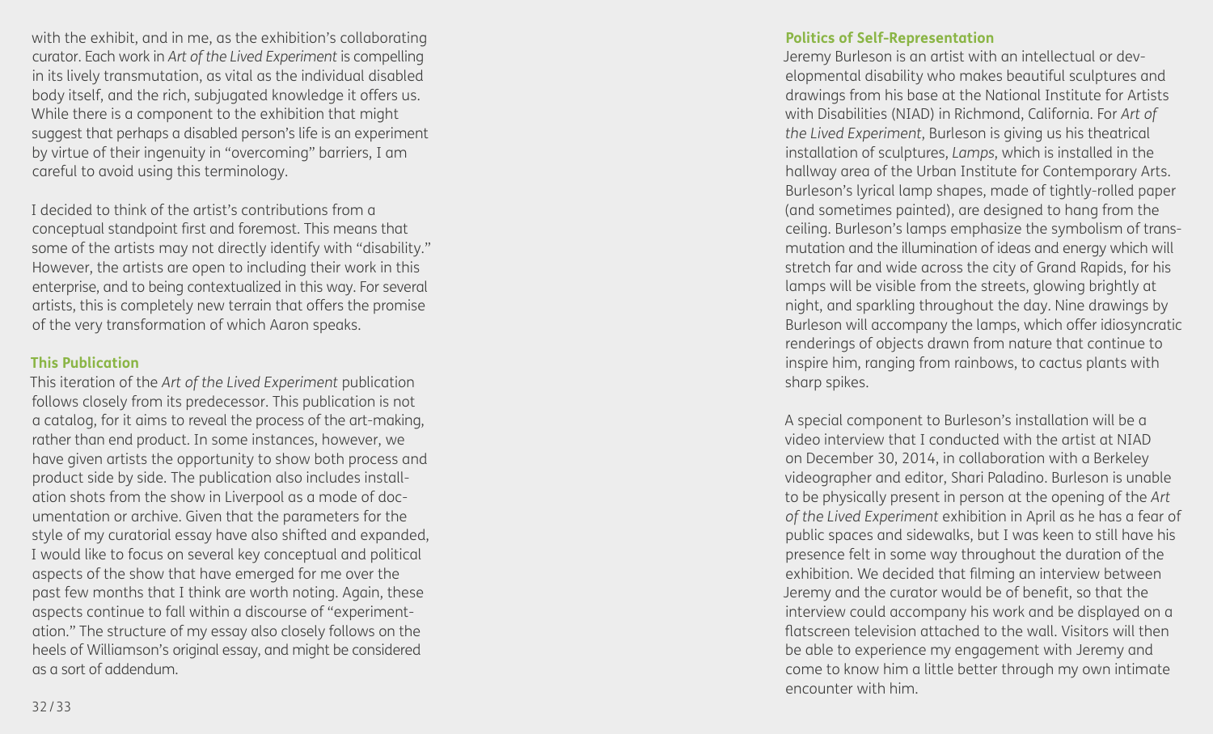with the exhibit, and in me, as the exhibition's collaborating curator. Each work in *Art of the Lived Experiment* is compelling in its lively transmutation, as vital as the individual disabled body itself, and the rich, subjugated knowledge it offers us. While there is a component to the exhibition that might suggest that perhaps a disabled person's life is an experiment by virtue of their ingenuity in "overcoming" barriers, I am careful to avoid using this terminology.

I decided to think of the artist's contributions from a conceptual standpoint first and foremost. This means that some of the artists may not directly identify with "disability." However, the artists are open to including their work in this enterprise, and to being contextualized in this way. For several artists, this is completely new terrain that offers the promise of the very transformation of which Aaron speaks.

### This Publication

This iteration of the *Art of the Lived Experiment* publication follows closely from its predecessor. This publication is not a catalog, for it aims to reveal the process of the art-making, rather than end product. In some instances, however, we have given artists the opportunity to show both process and product side by side. The publication also includes installation shots from the show in Liverpool as a mode of documentation or archive. Given that the parameters for the style of my curatorial essay have also shifted and expanded, I would like to focus on several key conceptual and political aspects of the show that have emerged for me over the past few months that I think are worth noting. Again, these aspects continue to fall within a discourse of "experimentation." The structure of my essay also closely follows on the heels of Williamson's original essay, and might be considered as a sort of addendum.

### Politics of Self-Representation

Jeremy Burleson is an artist with an intellectual or developmental disability who makes beautiful sculptures and drawings from his base at the National Institute for Artists with Disabilities (NIAD) in Richmond, California. For *Art of the Lived Experiment*, Burleson is giving us his theatrical installation of sculptures, *Lamps*, which is installed in the hallway area of the Urban Institute for Contemporary Arts. Burleson's lyrical lamp shapes, made of tightly-rolled paper (and sometimes painted), are designed to hang from the ceiling. Burleson's lamps emphasize the symbolism of transmutation and the illumination of ideas and energy which will stretch far and wide across the city of Grand Rapids, for his lamps will be visible from the streets, glowing brightly at night, and sparkling throughout the day. Nine drawings by Burleson will accompany the lamps, which offer idiosyncratic renderings of objects drawn from nature that continue to inspire him, ranging from rainbows, to cactus plants with sharp spikes.

A special component to Burleson's installation will be a video interview that I conducted with the artist at NIAD on December 30, 2014, in collaboration with a Berkeley videographer and editor, Shari Paladino. Burleson is unable to be physically present in person at the opening of the *Art of the Lived Experiment* exhibition in April as he has a fear of public spaces and sidewalks, but I was keen to still have his presence felt in some way throughout the duration of the exhibition. We decided that filming an interview between Jeremy and the curator would be of benefit, so that the interview could accompany his work and be displayed on a flatscreen television attached to the wall. Visitors will then be able to experience my engagement with Jeremy and come to know him a little better through my own intimate encounter with him.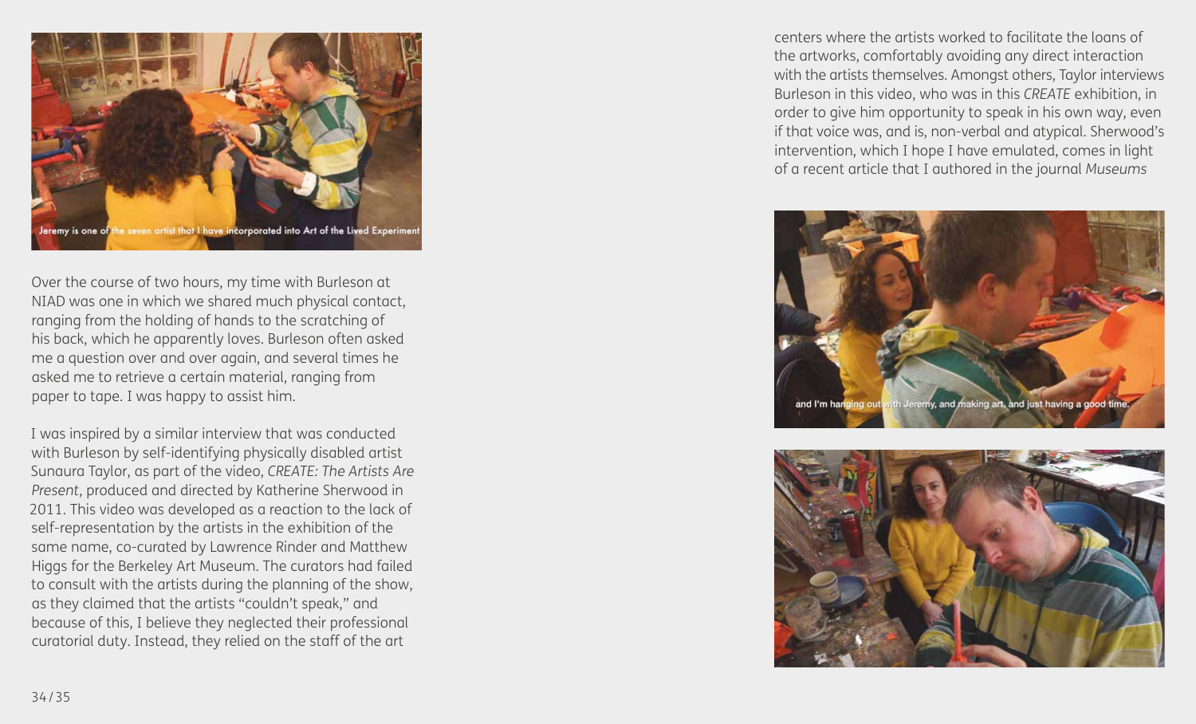Over the course of two hours, my time with Burleson at NIAD was one in which we shared much physical contact, ranging from the holding of hands to the scratching of his back, which he apparently loves. Burleson often asked me a question over and over again, and several times he asked me to retrieve a certain material, ranging from paper to tape. I was happy to assist him.

I was inspired by a similar interview that was conducted with Burleson by self-identifying physically disabled artist Sunaura Taylor, as part of the video, *CREATE: The Artists Are Present*, produced and directed by Katherine Sherwood in 2011. This video was developed as a reaction to the lack of self-representation by the artists in the exhibition of the same name, co-curated by Lawrence Rinder and Matthew Higgs for the Berkeley Art Museum. The curators had failed to consult with the artists during the planning of the show, as they claimed that the artists "couldn't speak," and because of this, I believe they neglected their professional curatorial duty. Instead, they relied on the staff of the art centers where the artists worked to facilitate the loans of the artworks, comfortably avoiding any direct interaction with the artists themselves. Amongst others, Taylor interviews Burleson in this video, who was in this *CREATE* exhibition, in order to give him opportunity to speak in his own way, even if that voice was, and is, non-verbal and atypical. Sherwood's intervention, which I hope I have emulated, comes in light of a recent article that I authored in the journal *Museums*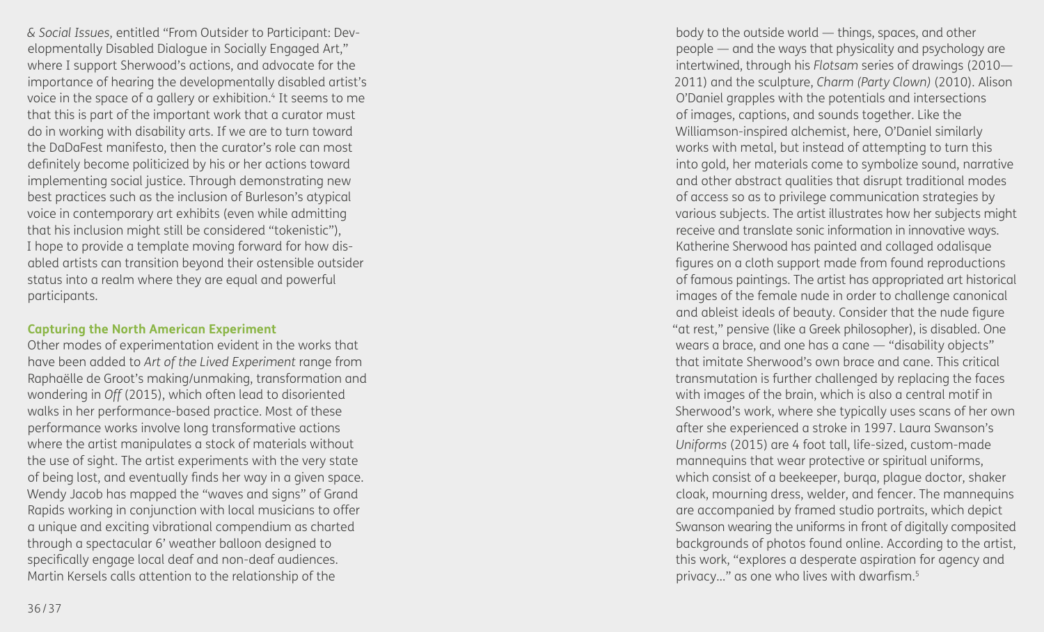*& Social Issues*, entitled "From Outsider to Participant: Developmentally Disabled Dialogue in Socially Engaged Art," where I support Sherwood's actions, and advocate for the importance of hearing the developmentally disabled artist's voice in the space of a gallery or exhibition.[4] It seems to me that this is part of the important work that a curator must do in working with disability arts. If we are to turn toward the DaDaFest manifesto, then the curator's role can most definitely become politicized by his or her actions toward implementing social justice. Through demonstrating new best practices such as the inclusion of Burleson's atypical voice in contemporary art exhibits (even while admitting that his inclusion might still be considered "tokenistic"), I hope to provide a template moving forward for how disabled artists can transition beyond their ostensible outsider status into a realm where they are equal and powerful participants.

### Capturing the North American Experiment

Other modes of experimentation evident in the works that have been added to *Art of the Lived Experiment* range from Raphaëlle de Groot's making/unmaking, transformation and wondering in *Off* (2015), which often lead to disoriented walks in her performance-based practice. Most of these performance works involve long transformative actions where the artist manipulates a stock of materials without the use of sight. The artist experiments with the very state of being lost, and eventually finds her way in a given space. Wendy Jacob has mapped the "waves and signs" of Grand Rapids working in conjunction with local musicians to offer a unique and exciting vibrational compendium as charted through a spectacular 6' weather balloon designed to specifically engage local deaf and non-deaf audiences. Martin Kersels calls attention to the relationship of the body to the outside world — things, spaces, and other people — and the ways that physicality and psychology are intertwined, through his *Flotsam* series of drawings (2010—2011) and the sculpture, *Charm (Party Clown)* (2010). Alison O'Daniel grapples with the potentials and intersections of images, captions, and sounds together. Like the Williamson-inspired alchemist, here, O'Daniel similarly works with metal, but instead of attempting to turn this into gold, her materials come to symbolize sound, narrative and other abstract qualities that disrupt traditional modes of access so as to privilege communication strategies by various subjects. The artist illustrates how her subjects might receive and translate sonic information in innovative ways. Katherine Sherwood has painted and collaged odalisque figures on a cloth support made from found reproductions of famous paintings. The artist has appropriated art historical images of the female nude in order to challenge canonical and ableist ideals of beauty. Consider that the nude figure "at rest," pensive (like a Greek philosopher), is disabled. One wears a brace, and one has a cane — "disability objects" that imitate Sherwood's own brace and cane. This critical transmutation is further challenged by replacing the faces with images of the brain, which is also a central motif in Sherwood's work, where she typically uses scans of her own after she experienced a stroke in 1997. Laura Swanson's *Uniforms* (2015) are 4 foot tall, life-sized, custom-made mannequins that wear protective or spiritual uniforms, which consist of a beekeeper, burqa, plague doctor, shaker cloak, mourning dress, welder, and fencer. The mannequins are accompanied by framed studio portraits, which depict Swanson wearing the uniforms in front of digitally composited backgrounds of photos found online. According to the artist, this work, "explores a desperate aspiration for agency and privacy…" as one who lives with dwarfism.[5]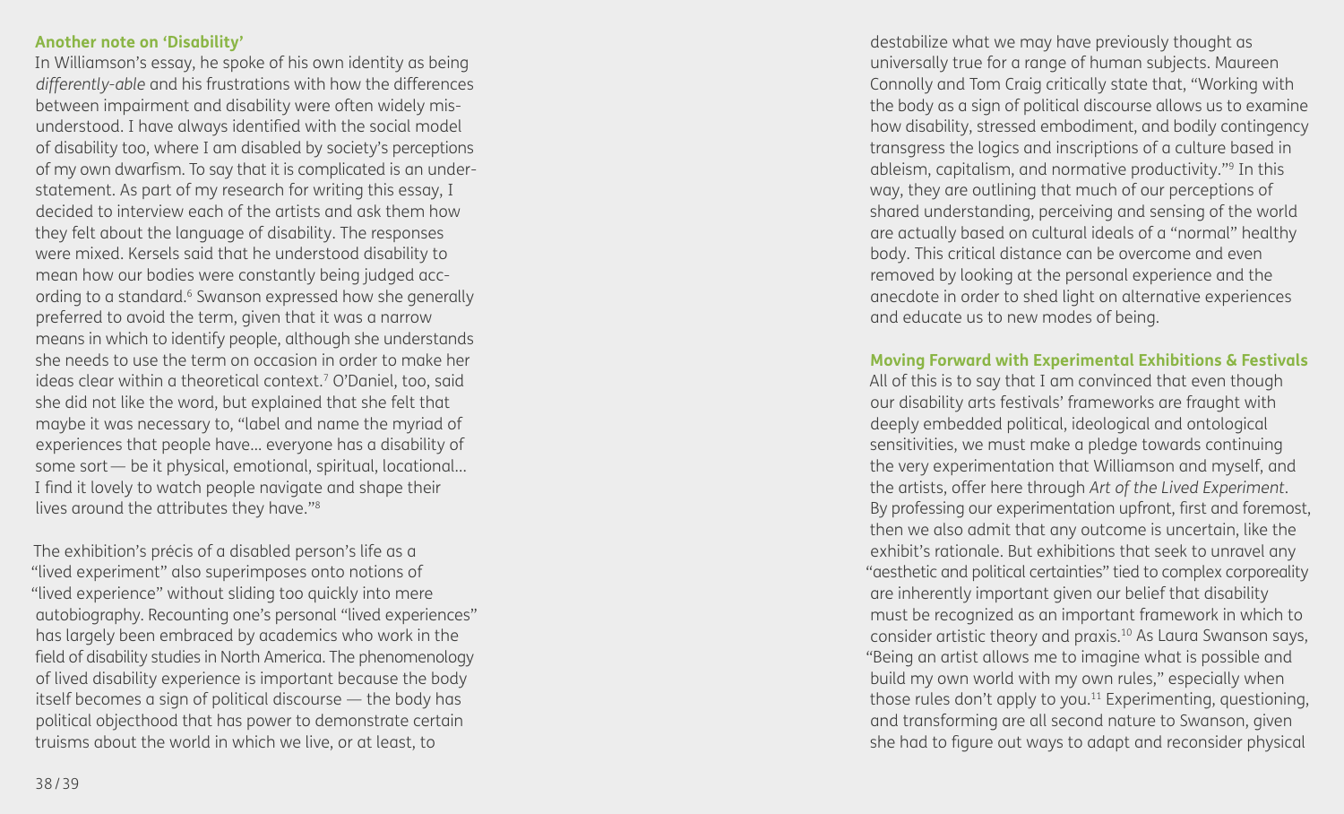### Another note on 'Disability'

In Williamson's essay, he spoke of his own identity as being *differently-able* and his frustrations with how the differences between impairment and disability were often widely misunderstood. I have always identified with the social model of disability too, where I am disabled by society's perceptions of my own dwarfism. To say that it is complicated is an understatement. As part of my research for writing this essay, I decided to interview each of the artists and ask them how they felt about the language of disability. The responses were mixed. Kersels said that he understood disability to mean how our bodies were constantly being judged according to a standard.[6] Swanson expressed how she generally preferred to avoid the term, given that it was a narrow means in which to identify people, although she understands she needs to use the term on occasion in order to make her ideas clear within a theoretical context.[7] O'Daniel, too, said she did not like the word, but explained that she felt that maybe it was necessary to, "label and name the myriad of experiences that people have… everyone has a disability of some sort — be it physical, emotional, spiritual, locational… I find it lovely to watch people navigate and shape their lives around the attributes they have."[8]

The exhibition's précis of a disabled person's life as a "lived experiment" also superimposes onto notions of "lived experience" without sliding too quickly into mere autobiography. Recounting one's personal "lived experiences" has largely been embraced by academics who work in the field of disability studies in North America. The phenomenology of lived disability experience is important because the body itself becomes a sign of political discourse — the body has political objecthood that has power to demonstrate certain truisms about the world in which we live, or at least, to destabilize what we may have previously thought as universally true for a range of human subjects. Maureen Connolly and Tom Craig critically state that, "Working with the body as a sign of political discourse allows us to examine how disability, stressed embodiment, and bodily contingency transgress the logics and inscriptions of a culture based in ableism, capitalism, and normative productivity."[9] In this way, they are outlining that much of our perceptions of shared understanding, perceiving and sensing of the world are actually based on cultural ideals of a "normal" healthy body. This critical distance can be overcome and even removed by looking at the personal experience and the anecdote in order to shed light on alternative experiences and educate us to new modes of being.

### Moving Forward with Experimental Exhibitions & Festivals

All of this is to say that I am convinced that even though our disability arts festivals' frameworks are fraught with deeply embedded political, ideological and ontological sensitivities, we must make a pledge towards continuing the very experimentation that Williamson and myself, and the artists, offer here through *Art of the Lived Experiment*. By professing our experimentation upfront, first and foremost, then we also admit that any outcome is uncertain, like the exhibit's rationale. But exhibitions that seek to unravel any "aesthetic and political certainties" tied to complex corporeality are inherently important given our belief that disability must be recognized as an important framework in which to consider artistic theory and praxis.[10] As Laura Swanson says, "Being an artist allows me to imagine what is possible and build my own world with my own rules," especially when those rules don't apply to you.[11] Experimenting, questioning, and transforming are all second nature to Swanson, given she had to figure out ways to adapt and reconsider physical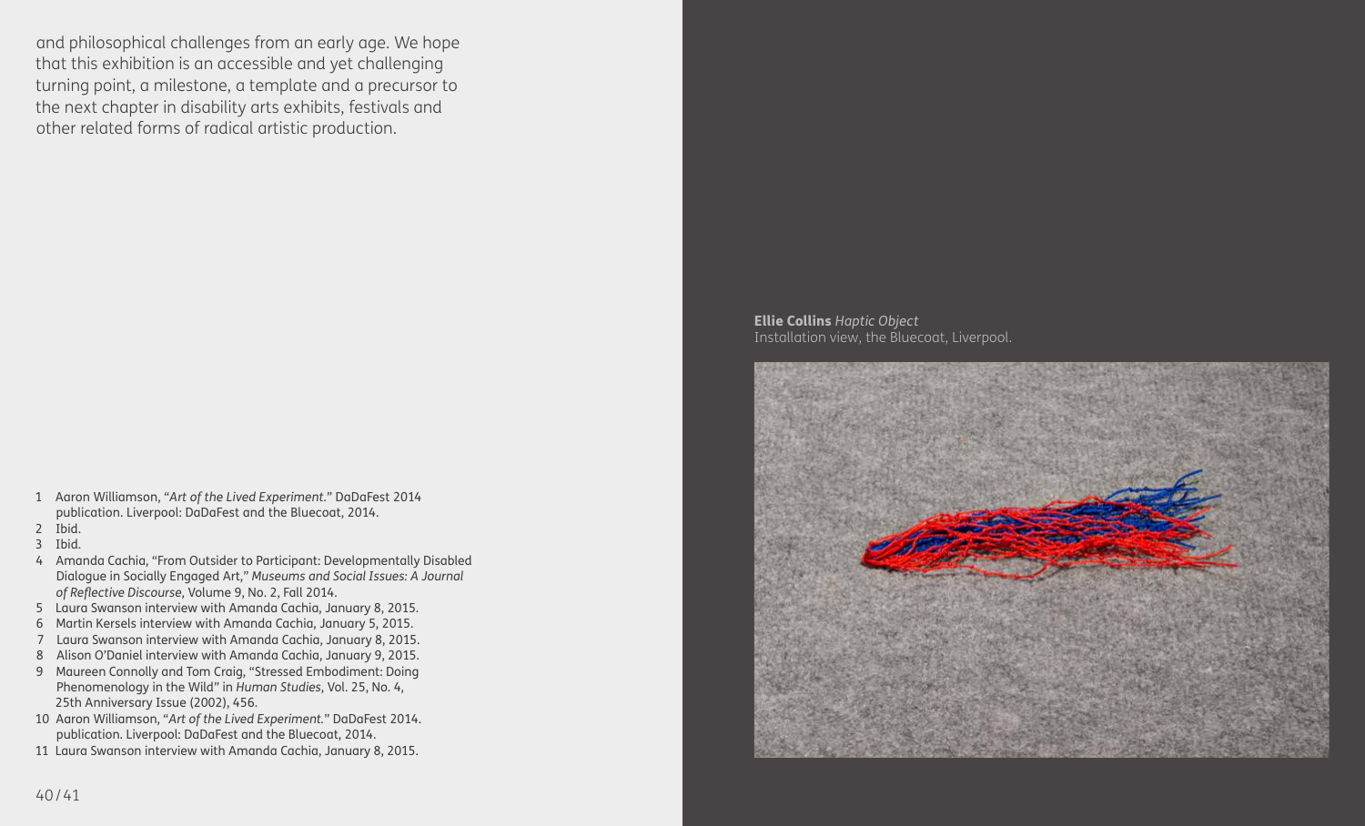and philosophical challenges from an early age. We hope that this exhibition is an accessible and yet challenging turning point, a milestone, a template and a precursor to the next chapter in disability arts exhibits, festivals and other related forms of radical artistic production.

1. Aaron Williamson, "*Art of the Lived Experiment.*" DaDaFest 2014 publication. Liverpool: DaDaFest and the Bluecoat, 2014.
2. Ibid.
3. Ibid.
4. Amanda Cachia, "From Outsider to Participant: Developmentally Disabled Dialogue in Socially Engaged Art," *Museums and Social Issues: A Journal of Reflective Discourse*, Volume 9, No. 2, Fall 2014.
5. Laura Swanson interview with Amanda Cachia, January 8, 2015.
6. Martin Kersels interview with Amanda Cachia, January 5, 2015.
7. Laura Swanson interview with Amanda Cachia, January 8, 2015.
8. Alison O'Daniel interview with Amanda Cachia, January 9, 2015.
9. Maureen Connolly and Tom Craig, "Stressed Embodiment: Doing Phenomenology in the Wild" in *Human Studies*, Vol. 25, No. 4, 25th Anniversary Issue (2002), 456.
10. Aaron Williamson, "*Art of the Lived Experiment.*" DaDaFest 2014. publication. Liverpool: DaDaFest and the Bluecoat, 2014.
11. Laura Swanson interview with Amanda Cachia, January 8, 2015.

**Ellie Collins** *Haptic Object*
Installation view, the Bluecoat, Liverpool.